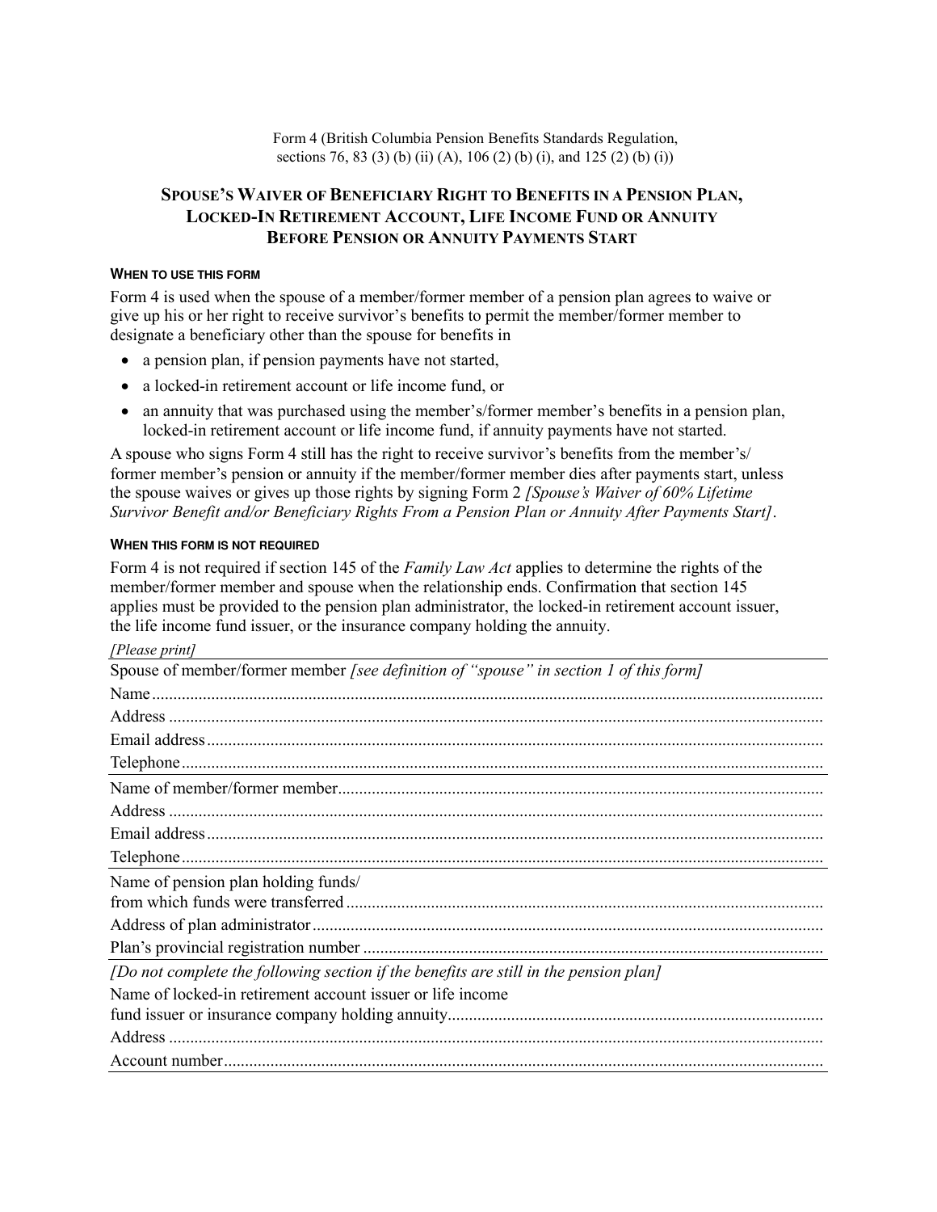Form 4 (British Columbia Pension Benefits Standards Regulation, sections 76, 83 (3) (b) (ii) (A), 106 (2) (b) (i), and 125 (2) (b) (i))

# SPOUSE'S WAIVER OF BENEFICIARY RIGHT TO BENEFITS IN A PENSION PLAN, LOCKED-IN RETIREMENT ACCOUNT, LIFE INCOME FUND OR ANNUITY BEFORE PENSION OR ANNUITY PAYMENTS START

#### WHEN TO USE THIS FORM

Form 4 is used when the spouse of a member/former member of a pension plan agrees to waive or give up his or her right to receive survivor's benefits to permit the member/former member to designate a beneficiary other than the spouse for benefits in

- a pension plan, if pension payments have not started,
- a locked-in retirement account or life income fund, or
- an annuity that was purchased using the member's/former member's benefits in a pension plan, locked-in retirement account or life income fund, if annuity payments have not started.

A spouse who signs Form 4 still has the right to receive survivor's benefits from the member's/ former member's pension or annuity if the member/former member dies after payments start, unless the spouse waives or gives up those rights by signing Form 2 *[Spouse's Waiver of 60% Lifetime Survivor Benefit and/or Beneficiary Rights From a Pension Plan or Annuity After Payments Start]*.

#### WHEN THIS FORM IS NOT REQUIRED

Form 4 is not required if section 145 of the *Family Law Act* applies to determine the rights of the member/former member and spouse when the relationship ends. Confirmation that section 145 applies must be provided to the pension plan administrator, the locked-in retirement account issuer, the life income fund issuer, or the insurance company holding the annuity.

*[Please print]*

---

Spouse of member/former member *[see definition of "spouse" in section 1 of this form]*

Name ..................................................................................................................

Address ..................................................................................................................

Email address ..................................................................................................................

Telephone ..................................................................................................................

---

Name of member/former member ..................................................................................................................

Address ..................................................................................................................

Email address ..................................................................................................................

Telephone ..................................................................................................................

---

Name of pension plan holding funds/ from which funds were transferred ..................................................................................................................

Address of plan administrator ..................................................................................................................

Plan's provincial registration number ..................................................................................................................

---

*[Do not complete the following section if the benefits are still in the pension plan]*

Name of locked-in retirement account issuer or life income fund issuer or insurance company holding annuity ..................................................................................................................

Address ..................................................................................................................

Account number ..................................................................................................................

---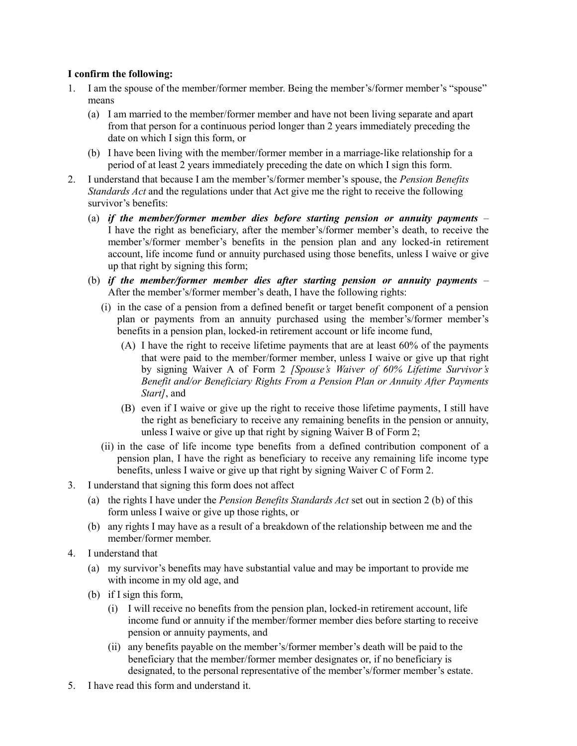**I confirm the following:**

1. I am the spouse of the member/former member. Being the member's/former member's "spouse" means
   (a) I am married to the member/former member and have not been living separate and apart from that person for a continuous period longer than 2 years immediately preceding the date on which I sign this form, or
   (b) I have been living with the member/former member in a marriage-like relationship for a period of at least 2 years immediately preceding the date on which I sign this form.
2. I understand that because I am the member's/former member's spouse, the *Pension Benefits Standards Act* and the regulations under that Act give me the right to receive the following survivor's benefits:
   (a) ***if the member/former member dies before starting pension or annuity payments*** – I have the right as beneficiary, after the member's/former member's death, to receive the member's/former member's benefits in the pension plan and any locked-in retirement account, life income fund or annuity purchased using those benefits, unless I waive or give up that right by signing this form;
   (b) ***if the member/former member dies after starting pension or annuity payments*** – After the member's/former member's death, I have the following rights:
      (i) in the case of a pension from a defined benefit or target benefit component of a pension plan or payments from an annuity purchased using the member's/former member's benefits in a pension plan, locked-in retirement account or life income fund,
         (A) I have the right to receive lifetime payments that are at least 60% of the payments that were paid to the member/former member, unless I waive or give up that right by signing Waiver A of Form 2 *[Spouse's Waiver of 60% Lifetime Survivor's Benefit and/or Beneficiary Rights From a Pension Plan or Annuity After Payments Start]*, and
         (B) even if I waive or give up the right to receive those lifetime payments, I still have the right as beneficiary to receive any remaining benefits in the pension or annuity, unless I waive or give up that right by signing Waiver B of Form 2;
      (ii) in the case of life income type benefits from a defined contribution component of a pension plan, I have the right as beneficiary to receive any remaining life income type benefits, unless I waive or give up that right by signing Waiver C of Form 2.
3. I understand that signing this form does not affect
   (a) the rights I have under the *Pension Benefits Standards Act* set out in section 2 (b) of this form unless I waive or give up those rights, or
   (b) any rights I may have as a result of a breakdown of the relationship between me and the member/former member.
4. I understand that
   (a) my survivor's benefits may have substantial value and may be important to provide me with income in my old age, and
   (b) if I sign this form,
      (i) I will receive no benefits from the pension plan, locked-in retirement account, life income fund or annuity if the member/former member dies before starting to receive pension or annuity payments, and
      (ii) any benefits payable on the member's/former member's death will be paid to the beneficiary that the member/former member designates or, if no beneficiary is designated, to the personal representative of the member's/former member's estate.
5. I have read this form and understand it.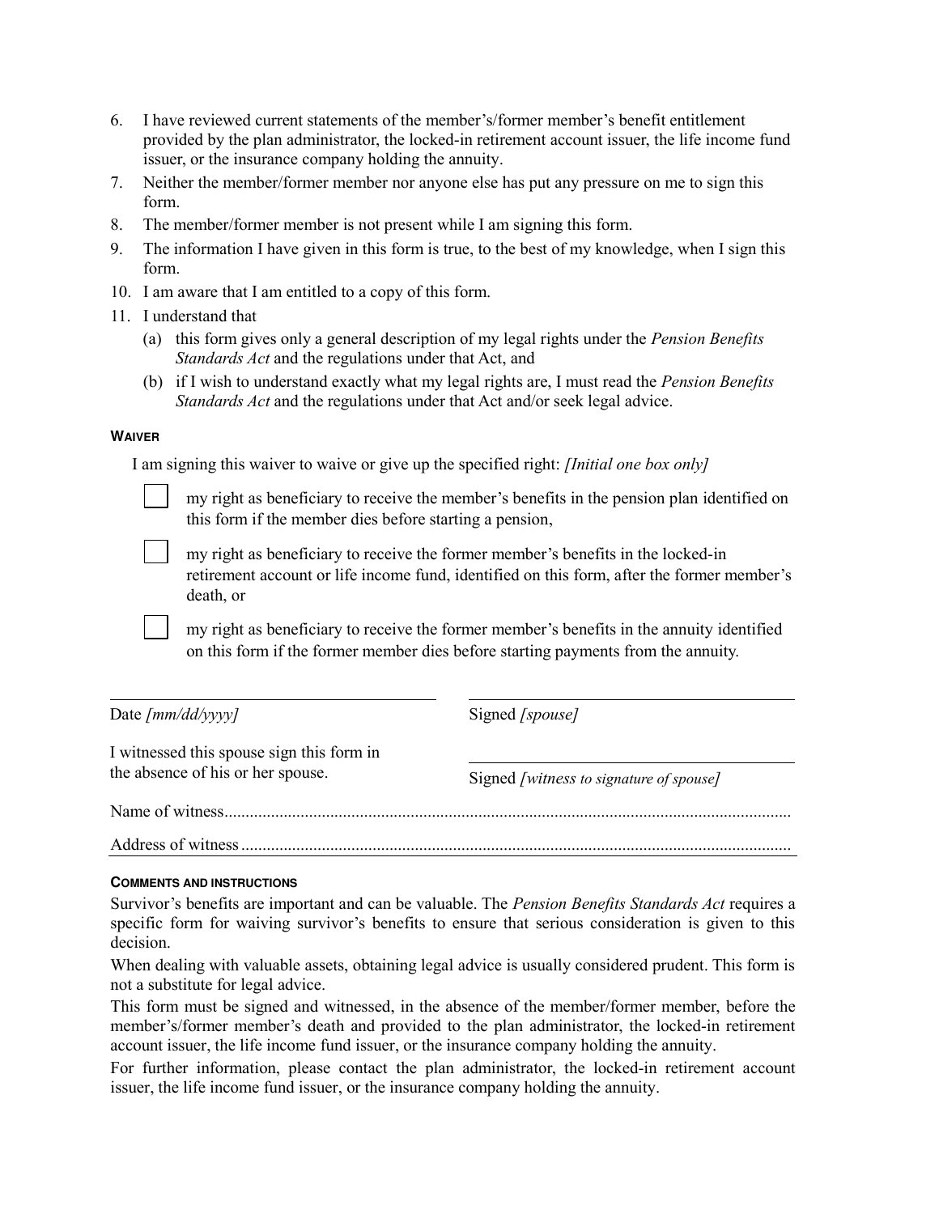6. I have reviewed current statements of the member's/former member's benefit entitlement provided by the plan administrator, the locked-in retirement account issuer, the life income fund issuer, or the insurance company holding the annuity.
7. Neither the member/former member nor anyone else has put any pressure on me to sign this form.
8. The member/former member is not present while I am signing this form.
9. The information I have given in this form is true, to the best of my knowledge, when I sign this form.
10. I am aware that I am entitled to a copy of this form.
11. I understand that
    (a) this form gives only a general description of my legal rights under the *Pension Benefits Standards Act* and the regulations under that Act, and
    (b) if I wish to understand exactly what my legal rights are, I must read the *Pension Benefits Standards Act* and the regulations under that Act and/or seek legal advice.

**WAIVER**

I am signing this waiver to waive or give up the specified right: *[Initial one box only]*

☐ my right as beneficiary to receive the member's benefits in the pension plan identified on this form if the member dies before starting a pension,

☐ my right as beneficiary to receive the former member's benefits in the locked-in retirement account or life income fund, identified on this form, after the former member's death, or

☐ my right as beneficiary to receive the former member's benefits in the annuity identified on this form if the former member dies before starting payments from the annuity.

| | |
|---|---|
| Date *[mm/dd/yyyy]* | Signed *[spouse]* |
| I witnessed this spouse sign this form in the absence of his or her spouse. | Signed *[witness to signature of spouse]* |

Name of witness.................................................................................................................................

Address of witness.............................................................................................................................

**COMMENTS AND INSTRUCTIONS**

Survivor's benefits are important and can be valuable. The *Pension Benefits Standards Act* requires a specific form for waiving survivor's benefits to ensure that serious consideration is given to this decision.

When dealing with valuable assets, obtaining legal advice is usually considered prudent. This form is not a substitute for legal advice.

This form must be signed and witnessed, in the absence of the member/former member, before the member's/former member's death and provided to the plan administrator, the locked-in retirement account issuer, the life income fund issuer, or the insurance company holding the annuity.

For further information, please contact the plan administrator, the locked-in retirement account issuer, the life income fund issuer, or the insurance company holding the annuity.